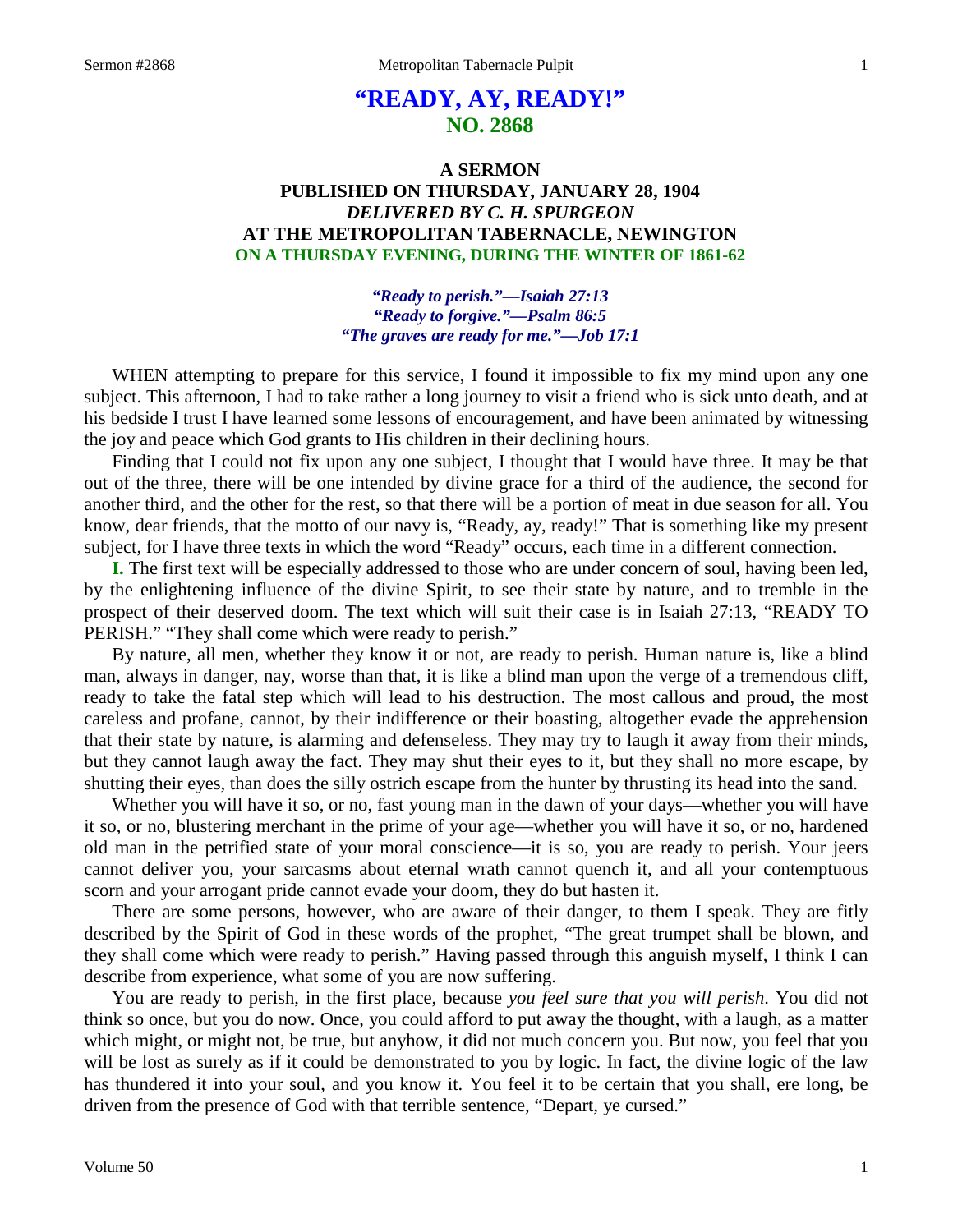# "READY, AY, READY!"
## NO. 2868

### A SERMON
### PUBLISHED ON THURSDAY, JANUARY 28, 1904
### *DELIVERED BY C. H. SPURGEON*
### AT THE METROPOLITAN TABERNACLE, NEWINGTON
### ON A THURSDAY EVENING, DURING THE WINTER OF 1861-62

*"Ready to perish."—Isaiah 27:13*
*"Ready to forgive."—Psalm 86:5*
*"The graves are ready for me."—Job 17:1*

WHEN attempting to prepare for this service, I found it impossible to fix my mind upon any one subject. This afternoon, I had to take rather a long journey to visit a friend who is sick unto death, and at his bedside I trust I have learned some lessons of encouragement, and have been animated by witnessing the joy and peace which God grants to His children in their declining hours.

Finding that I could not fix upon any one subject, I thought that I would have three. It may be that out of the three, there will be one intended by divine grace for a third of the audience, the second for another third, and the other for the rest, so that there will be a portion of meat in due season for all. You know, dear friends, that the motto of our navy is, "Ready, ay, ready!" That is something like my present subject, for I have three texts in which the word "Ready" occurs, each time in a different connection.

**I.** The first text will be especially addressed to those who are under concern of soul, having been led, by the enlightening influence of the divine Spirit, to see their state by nature, and to tremble in the prospect of their deserved doom. The text which will suit their case is in Isaiah 27:13, "READY TO PERISH." "They shall come which were ready to perish."

By nature, all men, whether they know it or not, are ready to perish. Human nature is, like a blind man, always in danger, nay, worse than that, it is like a blind man upon the verge of a tremendous cliff, ready to take the fatal step which will lead to his destruction. The most callous and proud, the most careless and profane, cannot, by their indifference or their boasting, altogether evade the apprehension that their state by nature, is alarming and defenseless. They may try to laugh it away from their minds, but they cannot laugh away the fact. They may shut their eyes to it, but they shall no more escape, by shutting their eyes, than does the silly ostrich escape from the hunter by thrusting its head into the sand.

Whether you will have it so, or no, fast young man in the dawn of your days—whether you will have it so, or no, blustering merchant in the prime of your age—whether you will have it so, or no, hardened old man in the petrified state of your moral conscience—it is so, you are ready to perish. Your jeers cannot deliver you, your sarcasms about eternal wrath cannot quench it, and all your contemptuous scorn and your arrogant pride cannot evade your doom, they do but hasten it.

There are some persons, however, who are aware of their danger, to them I speak. They are fitly described by the Spirit of God in these words of the prophet, "The great trumpet shall be blown, and they shall come which were ready to perish." Having passed through this anguish myself, I think I can describe from experience, what some of you are now suffering.

You are ready to perish, in the first place, because *you feel sure that you will perish*. You did not think so once, but you do now. Once, you could afford to put away the thought, with a laugh, as a matter which might, or might not, be true, but anyhow, it did not much concern you. But now, you feel that you will be lost as surely as if it could be demonstrated to you by logic. In fact, the divine logic of the law has thundered it into your soul, and you know it. You feel it to be certain that you shall, ere long, be driven from the presence of God with that terrible sentence, "Depart, ye cursed."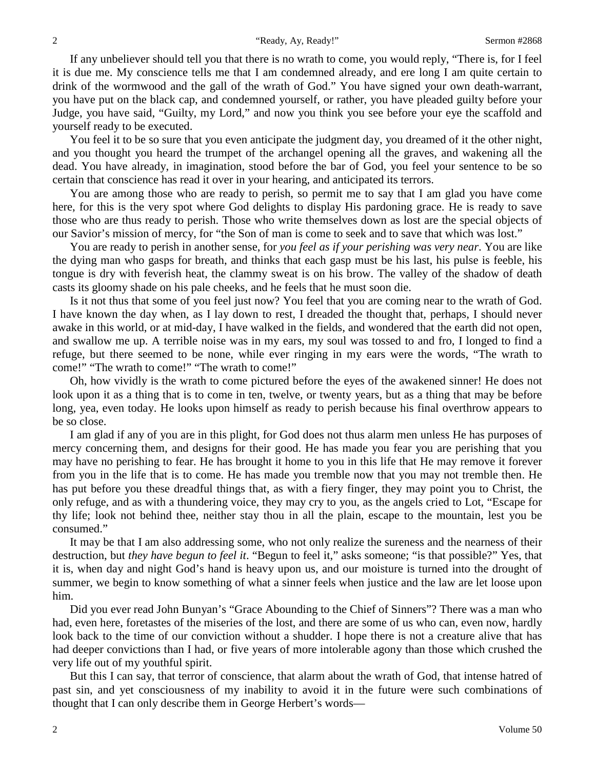If any unbeliever should tell you that there is no wrath to come, you would reply, "There is, for I feel it is due me. My conscience tells me that I am condemned already, and ere long I am quite certain to drink of the wormwood and the gall of the wrath of God." You have signed your own death-warrant, you have put on the black cap, and condemned yourself, or rather, you have pleaded guilty before your Judge, you have said, "Guilty, my Lord," and now you think you see before your eye the scaffold and yourself ready to be executed.

You feel it to be so sure that you even anticipate the judgment day, you dreamed of it the other night, and you thought you heard the trumpet of the archangel opening all the graves, and wakening all the dead. You have already, in imagination, stood before the bar of God, you feel your sentence to be so certain that conscience has read it over in your hearing, and anticipated its terrors.

You are among those who are ready to perish, so permit me to say that I am glad you have come here, for this is the very spot where God delights to display His pardoning grace. He is ready to save those who are thus ready to perish. Those who write themselves down as lost are the special objects of our Savior's mission of mercy, for "the Son of man is come to seek and to save that which was lost."

You are ready to perish in another sense, for *you feel as if your perishing was very near*. You are like the dying man who gasps for breath, and thinks that each gasp must be his last, his pulse is feeble, his tongue is dry with feverish heat, the clammy sweat is on his brow. The valley of the shadow of death casts its gloomy shade on his pale cheeks, and he feels that he must soon die.

Is it not thus that some of you feel just now? You feel that you are coming near to the wrath of God. I have known the day when, as I lay down to rest, I dreaded the thought that, perhaps, I should never awake in this world, or at mid-day, I have walked in the fields, and wondered that the earth did not open, and swallow me up. A terrible noise was in my ears, my soul was tossed to and fro, I longed to find a refuge, but there seemed to be none, while ever ringing in my ears were the words, "The wrath to come!" "The wrath to come!" "The wrath to come!"

Oh, how vividly is the wrath to come pictured before the eyes of the awakened sinner! He does not look upon it as a thing that is to come in ten, twelve, or twenty years, but as a thing that may be before long, yea, even today. He looks upon himself as ready to perish because his final overthrow appears to be so close.

I am glad if any of you are in this plight, for God does not thus alarm men unless He has purposes of mercy concerning them, and designs for their good. He has made you fear you are perishing that you may have no perishing to fear. He has brought it home to you in this life that He may remove it forever from you in the life that is to come. He has made you tremble now that you may not tremble then. He has put before you these dreadful things that, as with a fiery finger, they may point you to Christ, the only refuge, and as with a thundering voice, they may cry to you, as the angels cried to Lot, "Escape for thy life; look not behind thee, neither stay thou in all the plain, escape to the mountain, lest you be consumed."

It may be that I am also addressing some, who not only realize the sureness and the nearness of their destruction, but *they have begun to feel it*. "Begun to feel it," asks someone; "is that possible?" Yes, that it is, when day and night God's hand is heavy upon us, and our moisture is turned into the drought of summer, we begin to know something of what a sinner feels when justice and the law are let loose upon him.

Did you ever read John Bunyan's "Grace Abounding to the Chief of Sinners"? There was a man who had, even here, foretastes of the miseries of the lost, and there are some of us who can, even now, hardly look back to the time of our conviction without a shudder. I hope there is not a creature alive that has had deeper convictions than I had, or five years of more intolerable agony than those which crushed the very life out of my youthful spirit.

But this I can say, that terror of conscience, that alarm about the wrath of God, that intense hatred of past sin, and yet consciousness of my inability to avoid it in the future were such combinations of thought that I can only describe them in George Herbert's words—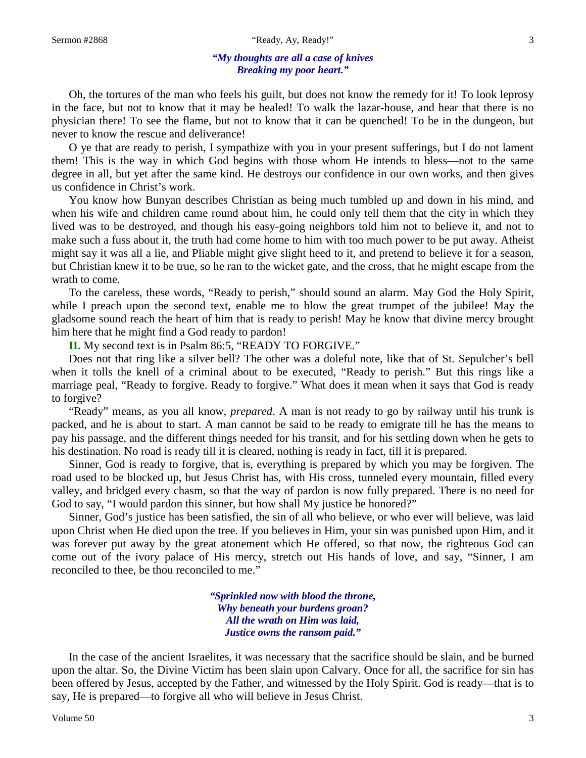*"My thoughts are all a case of knives*
*Breaking my poor heart."*

Oh, the tortures of the man who feels his guilt, but does not know the remedy for it! To look leprosy in the face, but not to know that it may be healed! To walk the lazar-house, and hear that there is no physician there! To see the flame, but not to know that it can be quenched! To be in the dungeon, but never to know the rescue and deliverance!

O ye that are ready to perish, I sympathize with you in your present sufferings, but I do not lament them! This is the way in which God begins with those whom He intends to bless—not to the same degree in all, but yet after the same kind. He destroys our confidence in our own works, and then gives us confidence in Christ's work.

You know how Bunyan describes Christian as being much tumbled up and down in his mind, and when his wife and children came round about him, he could only tell them that the city in which they lived was to be destroyed, and though his easy-going neighbors told him not to believe it, and not to make such a fuss about it, the truth had come home to him with too much power to be put away. Atheist might say it was all a lie, and Pliable might give slight heed to it, and pretend to believe it for a season, but Christian knew it to be true, so he ran to the wicket gate, and the cross, that he might escape from the wrath to come.

To the careless, these words, "Ready to perish," should sound an alarm. May God the Holy Spirit, while I preach upon the second text, enable me to blow the great trumpet of the jubilee! May the gladsome sound reach the heart of him that is ready to perish! May he know that divine mercy brought him here that he might find a God ready to pardon!

**II.** My second text is in Psalm 86:5, "READY TO FORGIVE."

Does not that ring like a silver bell? The other was a doleful note, like that of St. Sepulcher's bell when it tolls the knell of a criminal about to be executed, "Ready to perish." But this rings like a marriage peal, "Ready to forgive. Ready to forgive." What does it mean when it says that God is ready to forgive?

"Ready" means, as you all know, *prepared*. A man is not ready to go by railway until his trunk is packed, and he is about to start. A man cannot be said to be ready to emigrate till he has the means to pay his passage, and the different things needed for his transit, and for his settling down when he gets to his destination. No road is ready till it is cleared, nothing is ready in fact, till it is prepared.

Sinner, God is ready to forgive, that is, everything is prepared by which you may be forgiven. The road used to be blocked up, but Jesus Christ has, with His cross, tunneled every mountain, filled every valley, and bridged every chasm, so that the way of pardon is now fully prepared. There is no need for God to say, "I would pardon this sinner, but how shall My justice be honored?"

Sinner, God's justice has been satisfied, the sin of all who believe, or who ever will believe, was laid upon Christ when He died upon the tree. If you believes in Him, your sin was punished upon Him, and it was forever put away by the great atonement which He offered, so that now, the righteous God can come out of the ivory palace of His mercy, stretch out His hands of love, and say, "Sinner, I am reconciled to thee, be thou reconciled to me."

*"Sprinkled now with blood the throne,*
*Why beneath your burdens groan?*
*All the wrath on Him was laid,*
*Justice owns the ransom paid."*

In the case of the ancient Israelites, it was necessary that the sacrifice should be slain, and be burned upon the altar. So, the Divine Victim has been slain upon Calvary. Once for all, the sacrifice for sin has been offered by Jesus, accepted by the Father, and witnessed by the Holy Spirit. God is ready—that is to say, He is prepared—to forgive all who will believe in Jesus Christ.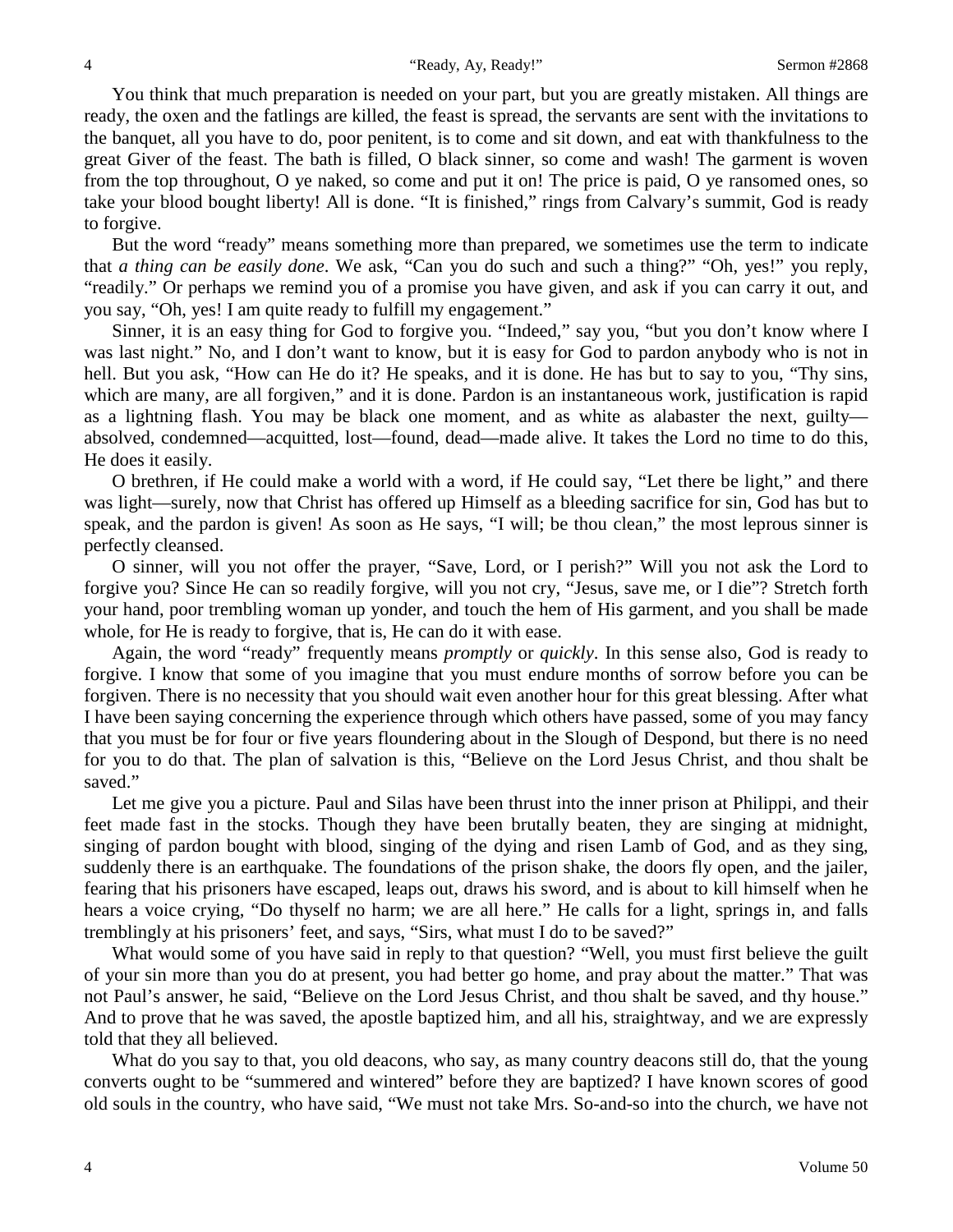You think that much preparation is needed on your part, but you are greatly mistaken. All things are ready, the oxen and the fatlings are killed, the feast is spread, the servants are sent with the invitations to the banquet, all you have to do, poor penitent, is to come and sit down, and eat with thankfulness to the great Giver of the feast. The bath is filled, O black sinner, so come and wash! The garment is woven from the top throughout, O ye naked, so come and put it on! The price is paid, O ye ransomed ones, so take your blood bought liberty! All is done. "It is finished," rings from Calvary's summit, God is ready to forgive.

But the word "ready" means something more than prepared, we sometimes use the term to indicate that *a thing can be easily done*. We ask, "Can you do such and such a thing?" "Oh, yes!" you reply, "readily." Or perhaps we remind you of a promise you have given, and ask if you can carry it out, and you say, "Oh, yes! I am quite ready to fulfill my engagement."

Sinner, it is an easy thing for God to forgive you. "Indeed," say you, "but you don't know where I was last night." No, and I don't want to know, but it is easy for God to pardon anybody who is not in hell. But you ask, "How can He do it? He speaks, and it is done. He has but to say to you, "Thy sins, which are many, are all forgiven," and it is done. Pardon is an instantaneous work, justification is rapid as a lightning flash. You may be black one moment, and as white as alabaster the next, guilty—absolved, condemned—acquitted, lost—found, dead—made alive. It takes the Lord no time to do this, He does it easily.

O brethren, if He could make a world with a word, if He could say, "Let there be light," and there was light—surely, now that Christ has offered up Himself as a bleeding sacrifice for sin, God has but to speak, and the pardon is given! As soon as He says, "I will; be thou clean," the most leprous sinner is perfectly cleansed.

O sinner, will you not offer the prayer, "Save, Lord, or I perish?" Will you not ask the Lord to forgive you? Since He can so readily forgive, will you not cry, "Jesus, save me, or I die"? Stretch forth your hand, poor trembling woman up yonder, and touch the hem of His garment, and you shall be made whole, for He is ready to forgive, that is, He can do it with ease.

Again, the word "ready" frequently means *promptly* or *quickly*. In this sense also, God is ready to forgive. I know that some of you imagine that you must endure months of sorrow before you can be forgiven. There is no necessity that you should wait even another hour for this great blessing. After what I have been saying concerning the experience through which others have passed, some of you may fancy that you must be for four or five years floundering about in the Slough of Despond, but there is no need for you to do that. The plan of salvation is this, "Believe on the Lord Jesus Christ, and thou shalt be saved."

Let me give you a picture. Paul and Silas have been thrust into the inner prison at Philippi, and their feet made fast in the stocks. Though they have been brutally beaten, they are singing at midnight, singing of pardon bought with blood, singing of the dying and risen Lamb of God, and as they sing, suddenly there is an earthquake. The foundations of the prison shake, the doors fly open, and the jailer, fearing that his prisoners have escaped, leaps out, draws his sword, and is about to kill himself when he hears a voice crying, "Do thyself no harm; we are all here." He calls for a light, springs in, and falls tremblingly at his prisoners' feet, and says, "Sirs, what must I do to be saved?"

What would some of you have said in reply to that question? "Well, you must first believe the guilt of your sin more than you do at present, you had better go home, and pray about the matter." That was not Paul's answer, he said, "Believe on the Lord Jesus Christ, and thou shalt be saved, and thy house." And to prove that he was saved, the apostle baptized him, and all his, straightway, and we are expressly told that they all believed.

What do you say to that, you old deacons, who say, as many country deacons still do, that the young converts ought to be "summered and wintered" before they are baptized? I have known scores of good old souls in the country, who have said, "We must not take Mrs. So-and-so into the church, we have not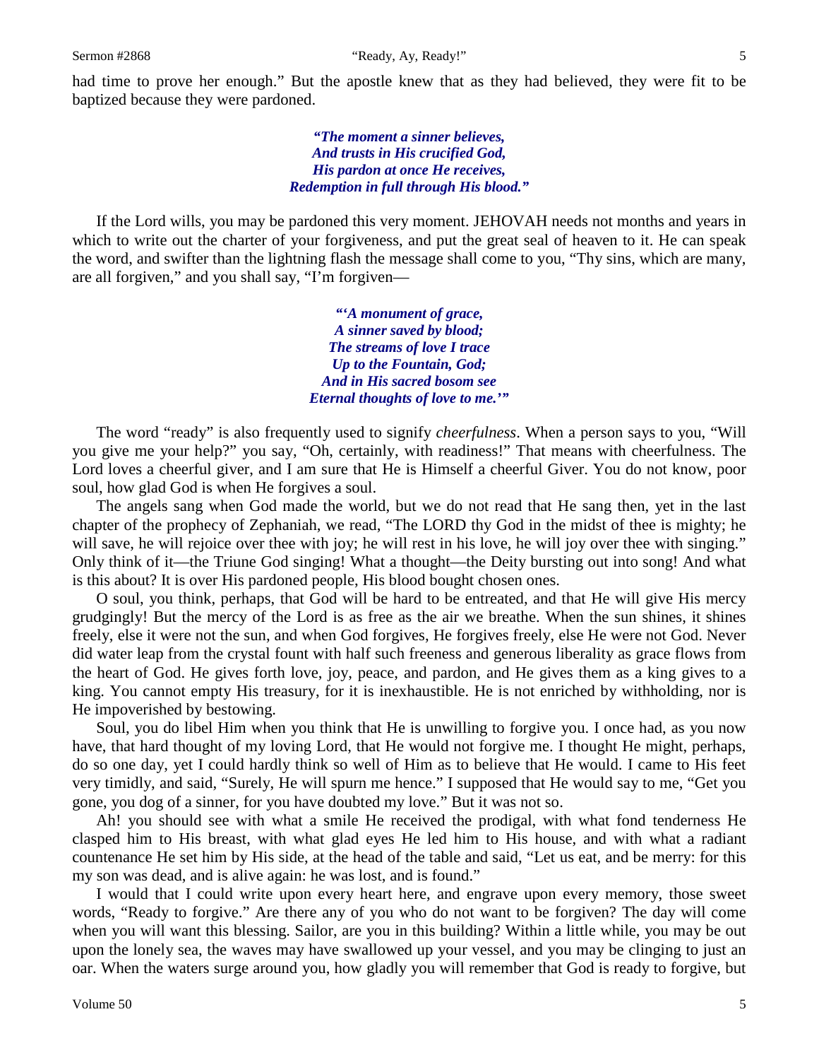had time to prove her enough." But the apostle knew that as they had believed, they were fit to be baptized because they were pardoned.

> ***"The moment a sinner believes,***
> ***And trusts in His crucified God,***
> ***His pardon at once He receives,***
> ***Redemption in full through His blood."***

If the Lord wills, you may be pardoned this very moment. JEHOVAH needs not months and years in which to write out the charter of your forgiveness, and put the great seal of heaven to it. He can speak the word, and swifter than the lightning flash the message shall come to you, "Thy sins, which are many, are all forgiven," and you shall say, "I'm forgiven—

> ***"'A monument of grace,***
> ***A sinner saved by blood;***
> ***The streams of love I trace***
> ***Up to the Fountain, God;***
> ***And in His sacred bosom see***
> ***Eternal thoughts of love to me.'"***

The word "ready" is also frequently used to signify *cheerfulness*. When a person says to you, "Will you give me your help?" you say, "Oh, certainly, with readiness!" That means with cheerfulness. The Lord loves a cheerful giver, and I am sure that He is Himself a cheerful Giver. You do not know, poor soul, how glad God is when He forgives a soul.

The angels sang when God made the world, but we do not read that He sang then, yet in the last chapter of the prophecy of Zephaniah, we read, "The LORD thy God in the midst of thee is mighty; he will save, he will rejoice over thee with joy; he will rest in his love, he will joy over thee with singing." Only think of it—the Triune God singing! What a thought—the Deity bursting out into song! And what is this about? It is over His pardoned people, His blood bought chosen ones.

O soul, you think, perhaps, that God will be hard to be entreated, and that He will give His mercy grudgingly! But the mercy of the Lord is as free as the air we breathe. When the sun shines, it shines freely, else it were not the sun, and when God forgives, He forgives freely, else He were not God. Never did water leap from the crystal fount with half such freeness and generous liberality as grace flows from the heart of God. He gives forth love, joy, peace, and pardon, and He gives them as a king gives to a king. You cannot empty His treasury, for it is inexhaustible. He is not enriched by withholding, nor is He impoverished by bestowing.

Soul, you do libel Him when you think that He is unwilling to forgive you. I once had, as you now have, that hard thought of my loving Lord, that He would not forgive me. I thought He might, perhaps, do so one day, yet I could hardly think so well of Him as to believe that He would. I came to His feet very timidly, and said, "Surely, He will spurn me hence." I supposed that He would say to me, "Get you gone, you dog of a sinner, for you have doubted my love." But it was not so.

Ah! you should see with what a smile He received the prodigal, with what fond tenderness He clasped him to His breast, with what glad eyes He led him to His house, and with what a radiant countenance He set him by His side, at the head of the table and said, "Let us eat, and be merry: for this my son was dead, and is alive again: he was lost, and is found."

I would that I could write upon every heart here, and engrave upon every memory, those sweet words, "Ready to forgive." Are there any of you who do not want to be forgiven? The day will come when you will want this blessing. Sailor, are you in this building? Within a little while, you may be out upon the lonely sea, the waves may have swallowed up your vessel, and you may be clinging to just an oar. When the waters surge around you, how gladly you will remember that God is ready to forgive, but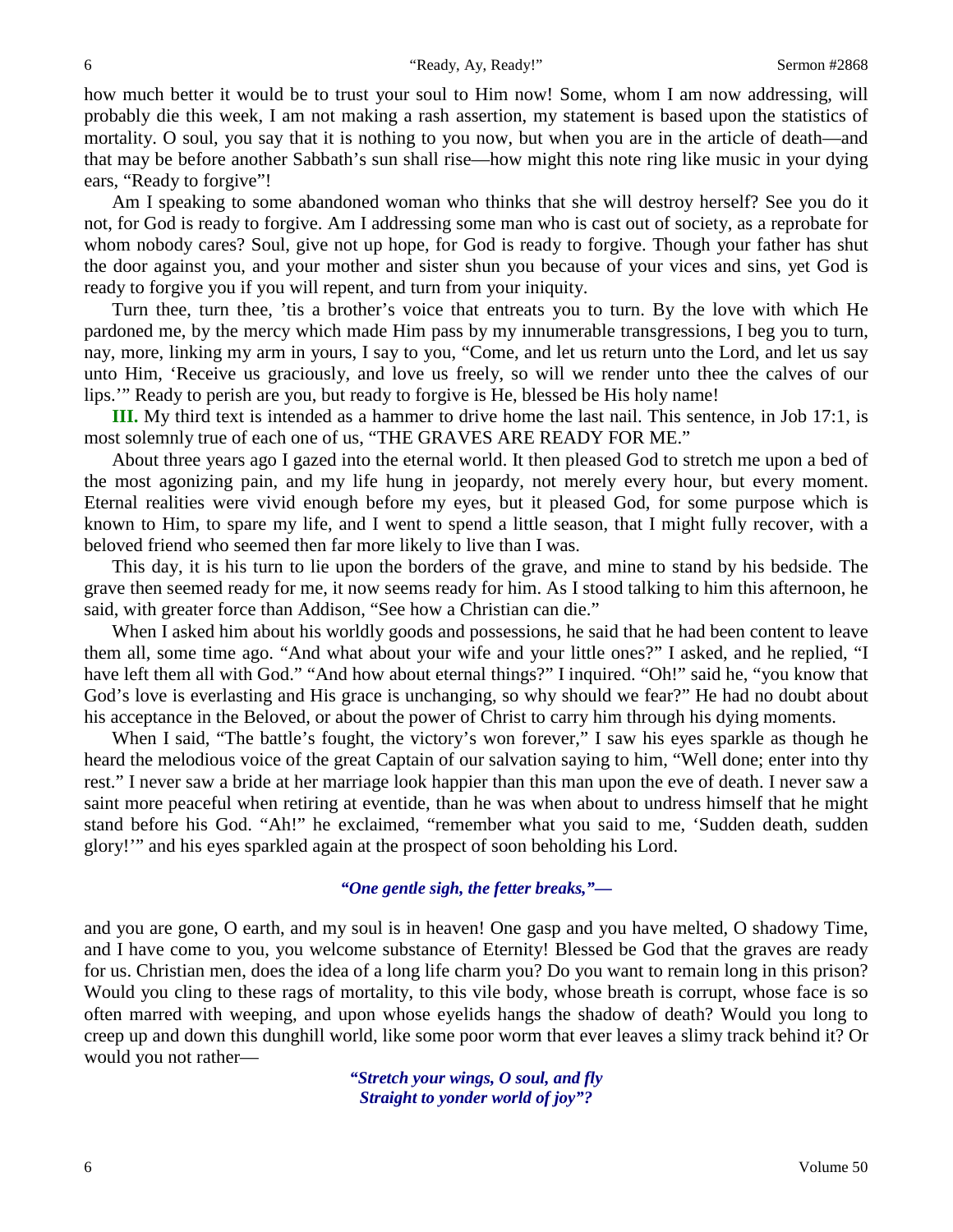how much better it would be to trust your soul to Him now! Some, whom I am now addressing, will probably die this week, I am not making a rash assertion, my statement is based upon the statistics of mortality. O soul, you say that it is nothing to you now, but when you are in the article of death—and that may be before another Sabbath's sun shall rise—how might this note ring like music in your dying ears, "Ready to forgive"!

Am I speaking to some abandoned woman who thinks that she will destroy herself? See you do it not, for God is ready to forgive. Am I addressing some man who is cast out of society, as a reprobate for whom nobody cares? Soul, give not up hope, for God is ready to forgive. Though your father has shut the door against you, and your mother and sister shun you because of your vices and sins, yet God is ready to forgive you if you will repent, and turn from your iniquity.

Turn thee, turn thee, 'tis a brother's voice that entreats you to turn. By the love with which He pardoned me, by the mercy which made Him pass by my innumerable transgressions, I beg you to turn, nay, more, linking my arm in yours, I say to you, "Come, and let us return unto the Lord, and let us say unto Him, 'Receive us graciously, and love us freely, so will we render unto thee the calves of our lips.'" Ready to perish are you, but ready to forgive is He, blessed be His holy name!

**III.** My third text is intended as a hammer to drive home the last nail. This sentence, in Job 17:1, is most solemnly true of each one of us, "THE GRAVES ARE READY FOR ME."

About three years ago I gazed into the eternal world. It then pleased God to stretch me upon a bed of the most agonizing pain, and my life hung in jeopardy, not merely every hour, but every moment. Eternal realities were vivid enough before my eyes, but it pleased God, for some purpose which is known to Him, to spare my life, and I went to spend a little season, that I might fully recover, with a beloved friend who seemed then far more likely to live than I was.

This day, it is his turn to lie upon the borders of the grave, and mine to stand by his bedside. The grave then seemed ready for me, it now seems ready for him. As I stood talking to him this afternoon, he said, with greater force than Addison, "See how a Christian can die."

When I asked him about his worldly goods and possessions, he said that he had been content to leave them all, some time ago. "And what about your wife and your little ones?" I asked, and he replied, "I have left them all with God." "And how about eternal things?" I inquired. "Oh!" said he, "you know that God's love is everlasting and His grace is unchanging, so why should we fear?" He had no doubt about his acceptance in the Beloved, or about the power of Christ to carry him through his dying moments.

When I said, "The battle's fought, the victory's won forever," I saw his eyes sparkle as though he heard the melodious voice of the great Captain of our salvation saying to him, "Well done; enter into thy rest." I never saw a bride at her marriage look happier than this man upon the eve of death. I never saw a saint more peaceful when retiring at eventide, than he was when about to undress himself that he might stand before his God. "Ah!" he exclaimed, "remember what you said to me, 'Sudden death, sudden glory!'" and his eyes sparkled again at the prospect of soon beholding his Lord.

*"One gentle sigh, the fetter breaks,"—*

and you are gone, O earth, and my soul is in heaven! One gasp and you have melted, O shadowy Time, and I have come to you, you welcome substance of Eternity! Blessed be God that the graves are ready for us. Christian men, does the idea of a long life charm you? Do you want to remain long in this prison? Would you cling to these rags of mortality, to this vile body, whose breath is corrupt, whose face is so often marred with weeping, and upon whose eyelids hangs the shadow of death? Would you long to creep up and down this dunghill world, like some poor worm that ever leaves a slimy track behind it? Or would you not rather—

*"Stretch your wings, O soul, and fly*
*Straight to yonder world of joy"?*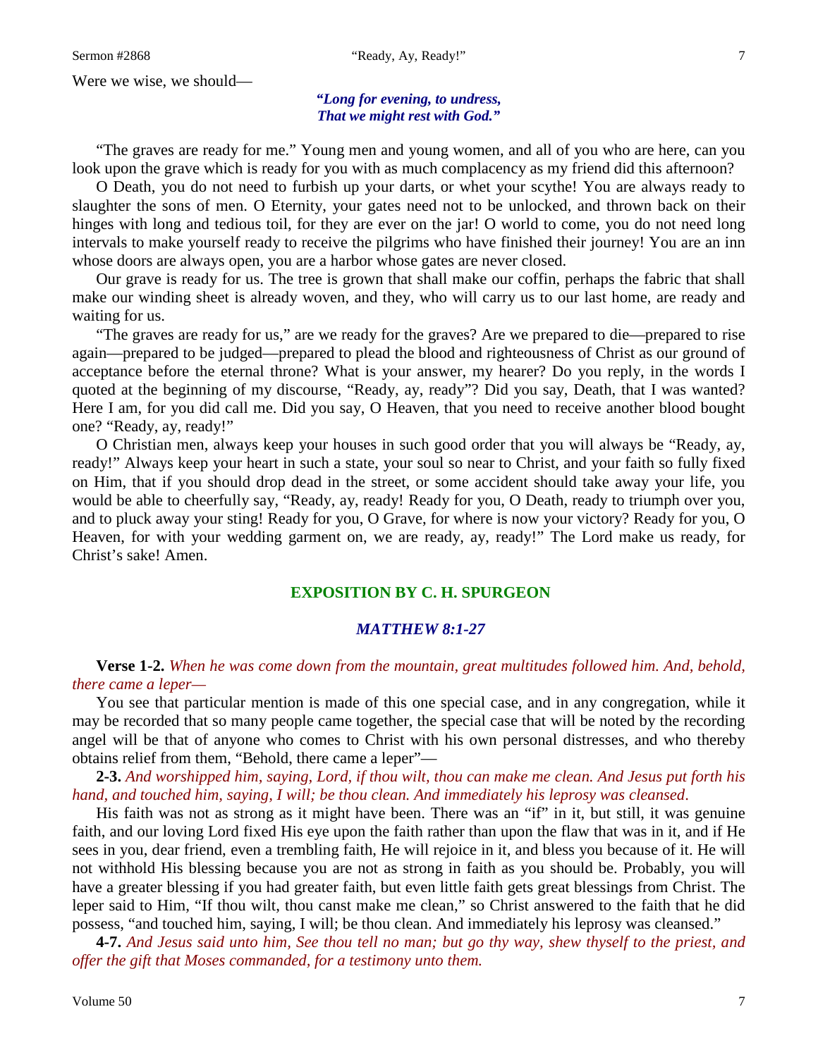Were we wise, we should—

> ***"Long for evening, to undress,***
> ***That we might rest with God."***

"The graves are ready for me." Young men and young women, and all of you who are here, can you look upon the grave which is ready for you with as much complacency as my friend did this afternoon?

O Death, you do not need to furbish up your darts, or whet your scythe! You are always ready to slaughter the sons of men. O Eternity, your gates need not to be unlocked, and thrown back on their hinges with long and tedious toil, for they are ever on the jar! O world to come, you do not need long intervals to make yourself ready to receive the pilgrims who have finished their journey! You are an inn whose doors are always open, you are a harbor whose gates are never closed.

Our grave is ready for us. The tree is grown that shall make our coffin, perhaps the fabric that shall make our winding sheet is already woven, and they, who will carry us to our last home, are ready and waiting for us.

"The graves are ready for us," are we ready for the graves? Are we prepared to die—prepared to rise again—prepared to be judged—prepared to plead the blood and righteousness of Christ as our ground of acceptance before the eternal throne? What is your answer, my hearer? Do you reply, in the words I quoted at the beginning of my discourse, "Ready, ay, ready"? Did you say, Death, that I was wanted? Here I am, for you did call me. Did you say, O Heaven, that you need to receive another blood bought one? "Ready, ay, ready!"

O Christian men, always keep your houses in such good order that you will always be "Ready, ay, ready!" Always keep your heart in such a state, your soul so near to Christ, and your faith so fully fixed on Him, that if you should drop dead in the street, or some accident should take away your life, you would be able to cheerfully say, "Ready, ay, ready! Ready for you, O Death, ready to triumph over you, and to pluck away your sting! Ready for you, O Grave, for where is now your victory? Ready for you, O Heaven, for with your wedding garment on, we are ready, ay, ready!" The Lord make us ready, for Christ's sake! Amen.

## EXPOSITION BY C. H. SPURGEON

### *MATTHEW 8:1-27*

**Verse 1-2.** *When he was come down from the mountain, great multitudes followed him. And, behold, there came a leper—*

You see that particular mention is made of this one special case, and in any congregation, while it may be recorded that so many people came together, the special case that will be noted by the recording angel will be that of anyone who comes to Christ with his own personal distresses, and who thereby obtains relief from them, "Behold, there came a leper"—

**2-3.** *And worshipped him, saying, Lord, if thou wilt, thou can make me clean. And Jesus put forth his hand, and touched him, saying, I will; be thou clean. And immediately his leprosy was cleansed.*

His faith was not as strong as it might have been. There was an "if" in it, but still, it was genuine faith, and our loving Lord fixed His eye upon the faith rather than upon the flaw that was in it, and if He sees in you, dear friend, even a trembling faith, He will rejoice in it, and bless you because of it. He will not withhold His blessing because you are not as strong in faith as you should be. Probably, you will have a greater blessing if you had greater faith, but even little faith gets great blessings from Christ. The leper said to Him, "If thou wilt, thou canst make me clean," so Christ answered to the faith that he did possess, "and touched him, saying, I will; be thou clean. And immediately his leprosy was cleansed."

**4-7.** *And Jesus said unto him, See thou tell no man; but go thy way, shew thyself to the priest, and offer the gift that Moses commanded, for a testimony unto them.*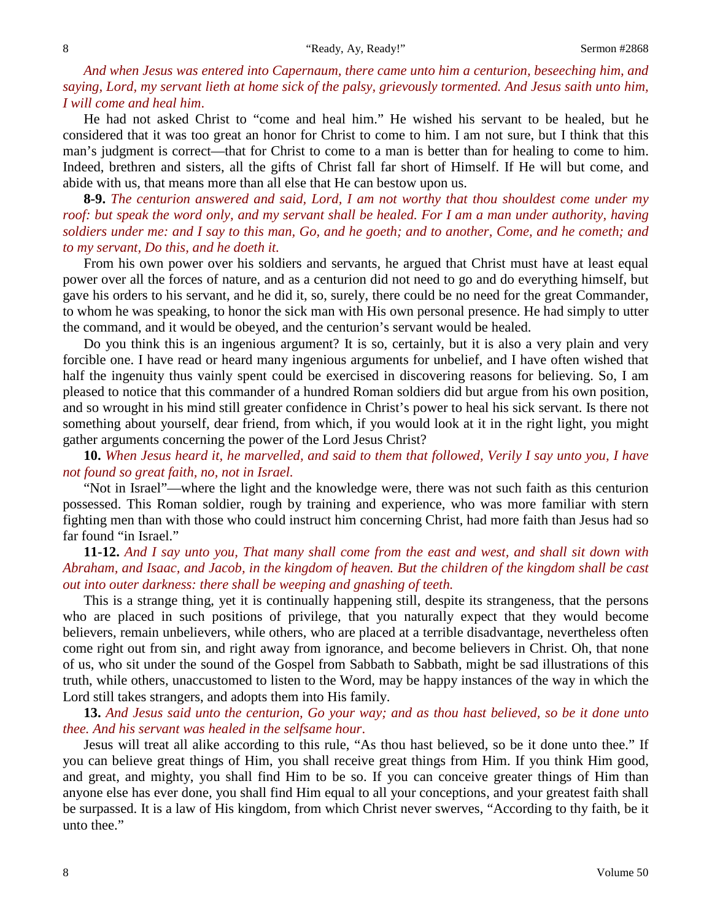*And when Jesus was entered into Capernaum, there came unto him a centurion, beseeching him, and saying, Lord, my servant lieth at home sick of the palsy, grievously tormented. And Jesus saith unto him, I will come and heal him.*

He had not asked Christ to "come and heal him." He wished his servant to be healed, but he considered that it was too great an honor for Christ to come to him. I am not sure, but I think that this man's judgment is correct—that for Christ to come to a man is better than for healing to come to him. Indeed, brethren and sisters, all the gifts of Christ fall far short of Himself. If He will but come, and abide with us, that means more than all else that He can bestow upon us.

**8-9.** *The centurion answered and said, Lord, I am not worthy that thou shouldest come under my roof: but speak the word only, and my servant shall be healed. For I am a man under authority, having soldiers under me: and I say to this man, Go, and he goeth; and to another, Come, and he cometh; and to my servant, Do this, and he doeth it.*

From his own power over his soldiers and servants, he argued that Christ must have at least equal power over all the forces of nature, and as a centurion did not need to go and do everything himself, but gave his orders to his servant, and he did it, so, surely, there could be no need for the great Commander, to whom he was speaking, to honor the sick man with His own personal presence. He had simply to utter the command, and it would be obeyed, and the centurion's servant would be healed.

Do you think this is an ingenious argument? It is so, certainly, but it is also a very plain and very forcible one. I have read or heard many ingenious arguments for unbelief, and I have often wished that half the ingenuity thus vainly spent could be exercised in discovering reasons for believing. So, I am pleased to notice that this commander of a hundred Roman soldiers did but argue from his own position, and so wrought in his mind still greater confidence in Christ's power to heal his sick servant. Is there not something about yourself, dear friend, from which, if you would look at it in the right light, you might gather arguments concerning the power of the Lord Jesus Christ?

**10.** *When Jesus heard it, he marvelled, and said to them that followed, Verily I say unto you, I have not found so great faith, no, not in Israel.*

"Not in Israel"—where the light and the knowledge were, there was not such faith as this centurion possessed. This Roman soldier, rough by training and experience, who was more familiar with stern fighting men than with those who could instruct him concerning Christ, had more faith than Jesus had so far found "in Israel."

**11-12.** *And I say unto you, That many shall come from the east and west, and shall sit down with Abraham, and Isaac, and Jacob, in the kingdom of heaven. But the children of the kingdom shall be cast out into outer darkness: there shall be weeping and gnashing of teeth.*

This is a strange thing, yet it is continually happening still, despite its strangeness, that the persons who are placed in such positions of privilege, that you naturally expect that they would become believers, remain unbelievers, while others, who are placed at a terrible disadvantage, nevertheless often come right out from sin, and right away from ignorance, and become believers in Christ. Oh, that none of us, who sit under the sound of the Gospel from Sabbath to Sabbath, might be sad illustrations of this truth, while others, unaccustomed to listen to the Word, may be happy instances of the way in which the Lord still takes strangers, and adopts them into His family.

**13.** *And Jesus said unto the centurion, Go your way; and as thou hast believed, so be it done unto thee. And his servant was healed in the selfsame hour.*

Jesus will treat all alike according to this rule, "As thou hast believed, so be it done unto thee." If you can believe great things of Him, you shall receive great things from Him. If you think Him good, and great, and mighty, you shall find Him to be so. If you can conceive greater things of Him than anyone else has ever done, you shall find Him equal to all your conceptions, and your greatest faith shall be surpassed. It is a law of His kingdom, from which Christ never swerves, "According to thy faith, be it unto thee."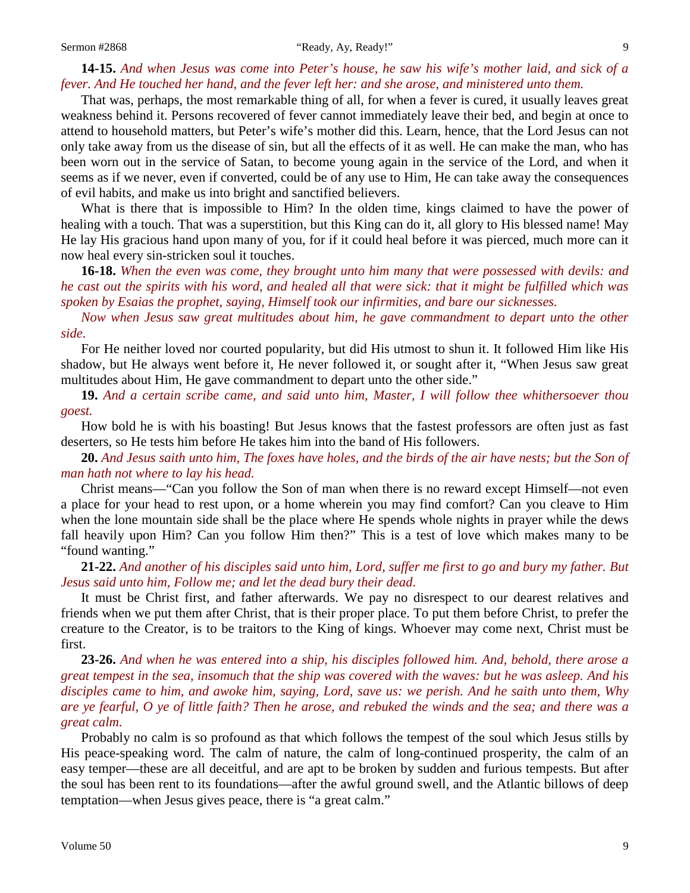**14-15.** *And when Jesus was come into Peter's house, he saw his wife's mother laid, and sick of a fever. And He touched her hand, and the fever left her: and she arose, and ministered unto them.*

That was, perhaps, the most remarkable thing of all, for when a fever is cured, it usually leaves great weakness behind it. Persons recovered of fever cannot immediately leave their bed, and begin at once to attend to household matters, but Peter's wife's mother did this. Learn, hence, that the Lord Jesus can not only take away from us the disease of sin, but all the effects of it as well. He can make the man, who has been worn out in the service of Satan, to become young again in the service of the Lord, and when it seems as if we never, even if converted, could be of any use to Him, He can take away the consequences of evil habits, and make us into bright and sanctified believers.

What is there that is impossible to Him? In the olden time, kings claimed to have the power of healing with a touch. That was a superstition, but this King can do it, all glory to His blessed name! May He lay His gracious hand upon many of you, for if it could heal before it was pierced, much more can it now heal every sin-stricken soul it touches.

**16-18.** *When the even was come, they brought unto him many that were possessed with devils: and he cast out the spirits with his word, and healed all that were sick: that it might be fulfilled which was spoken by Esaias the prophet, saying, Himself took our infirmities, and bare our sicknesses.*

*Now when Jesus saw great multitudes about him, he gave commandment to depart unto the other side.*

For He neither loved nor courted popularity, but did His utmost to shun it. It followed Him like His shadow, but He always went before it, He never followed it, or sought after it, "When Jesus saw great multitudes about Him, He gave commandment to depart unto the other side."

**19.** *And a certain scribe came, and said unto him, Master, I will follow thee whithersoever thou goest.*

How bold he is with his boasting! But Jesus knows that the fastest professors are often just as fast deserters, so He tests him before He takes him into the band of His followers.

**20.** *And Jesus saith unto him, The foxes have holes, and the birds of the air have nests; but the Son of man hath not where to lay his head.*

Christ means—"Can you follow the Son of man when there is no reward except Himself—not even a place for your head to rest upon, or a home wherein you may find comfort? Can you cleave to Him when the lone mountain side shall be the place where He spends whole nights in prayer while the dews fall heavily upon Him? Can you follow Him then?" This is a test of love which makes many to be "found wanting."

**21-22.** *And another of his disciples said unto him, Lord, suffer me first to go and bury my father. But Jesus said unto him, Follow me; and let the dead bury their dead.*

It must be Christ first, and father afterwards. We pay no disrespect to our dearest relatives and friends when we put them after Christ, that is their proper place. To put them before Christ, to prefer the creature to the Creator, is to be traitors to the King of kings. Whoever may come next, Christ must be first.

**23-26.** *And when he was entered into a ship, his disciples followed him. And, behold, there arose a great tempest in the sea, insomuch that the ship was covered with the waves: but he was asleep. And his disciples came to him, and awoke him, saying, Lord, save us: we perish. And he saith unto them, Why are ye fearful, O ye of little faith? Then he arose, and rebuked the winds and the sea; and there was a great calm.*

Probably no calm is so profound as that which follows the tempest of the soul which Jesus stills by His peace-speaking word. The calm of nature, the calm of long-continued prosperity, the calm of an easy temper—these are all deceitful, and are apt to be broken by sudden and furious tempests. But after the soul has been rent to its foundations—after the awful ground swell, and the Atlantic billows of deep temptation—when Jesus gives peace, there is "a great calm."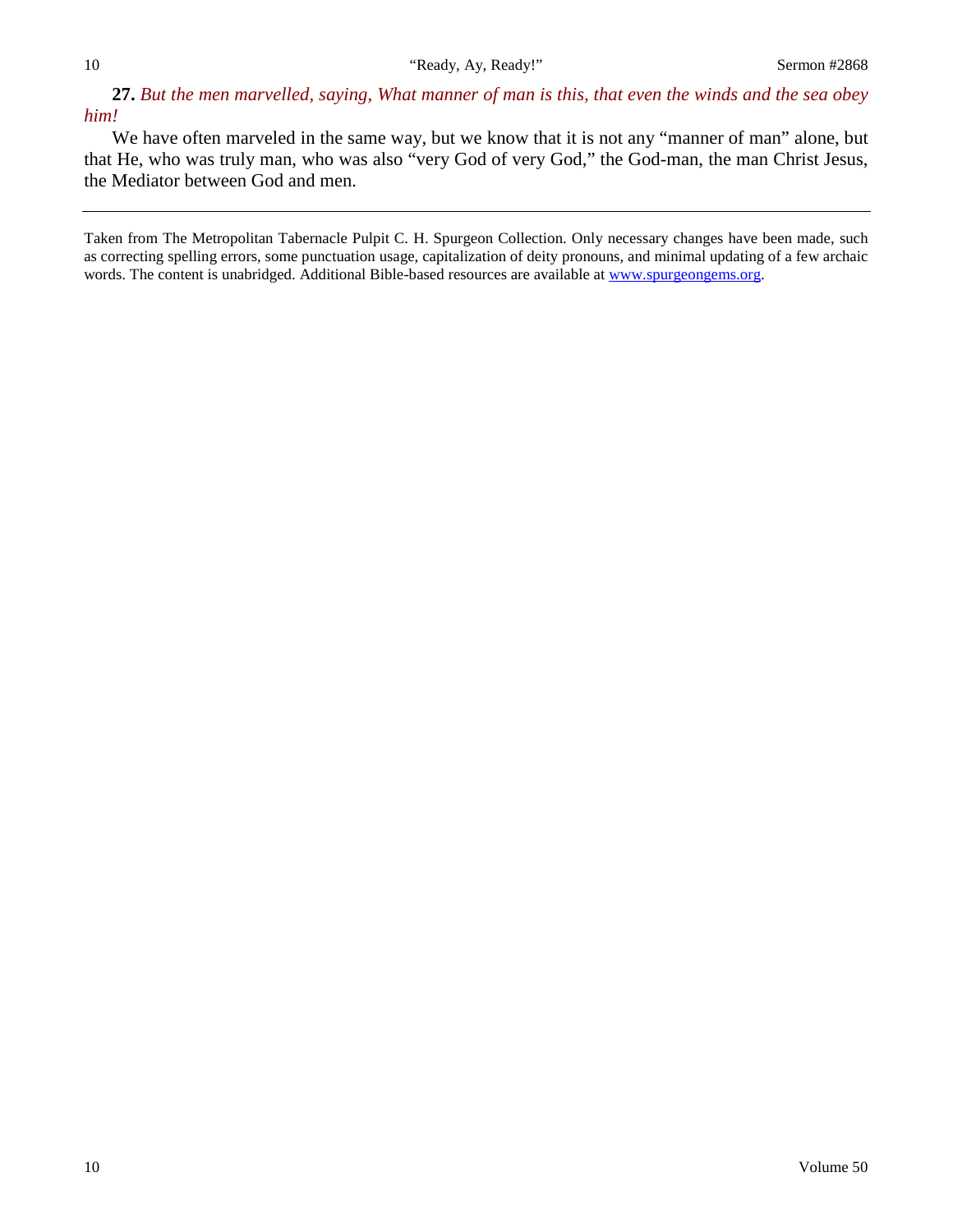**27.** *But the men marvelled, saying, What manner of man is this, that even the winds and the sea obey him!*

We have often marveled in the same way, but we know that it is not any "manner of man" alone, but that He, who was truly man, who was also "very God of very God," the God-man, the man Christ Jesus, the Mediator between God and men.

---

Taken from The Metropolitan Tabernacle Pulpit C. H. Spurgeon Collection. Only necessary changes have been made, such as correcting spelling errors, some punctuation usage, capitalization of deity pronouns, and minimal updating of a few archaic words. The content is unabridged. Additional Bible-based resources are available at www.spurgeongems.org.